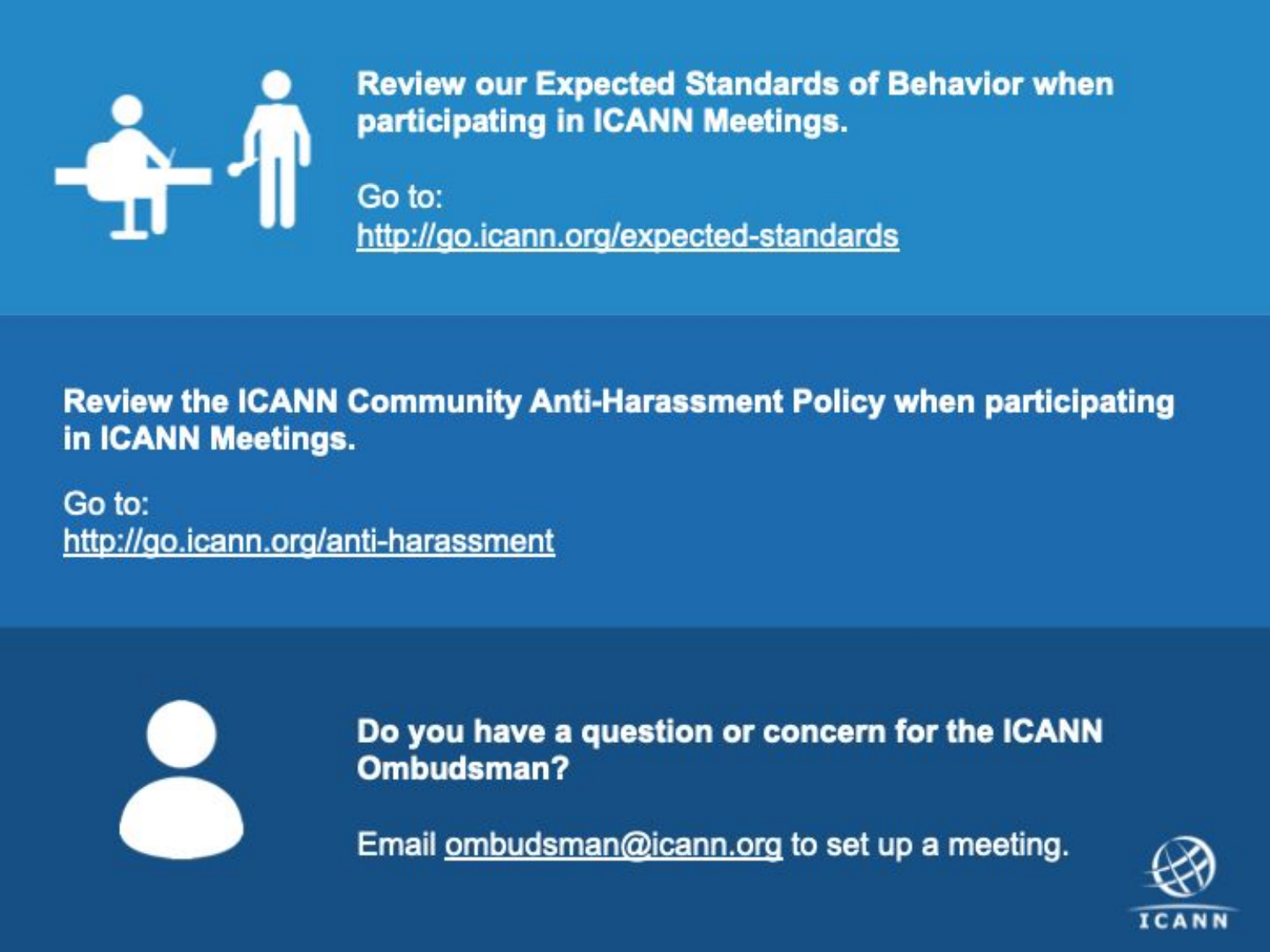**Review our Expected Standards of Behavior when participating in ICANN Meetings.**

Go to:
http://go.icann.org/expected-standards

**Review the ICANN Community Anti-Harassment Policy when participating in ICANN Meetings.**

Go to:
http://go.icann.org/anti-harassment

**Do you have a question or concern for the ICANN Ombudsman?**

Email ombudsman@icann.org to set up a meeting.

ICANN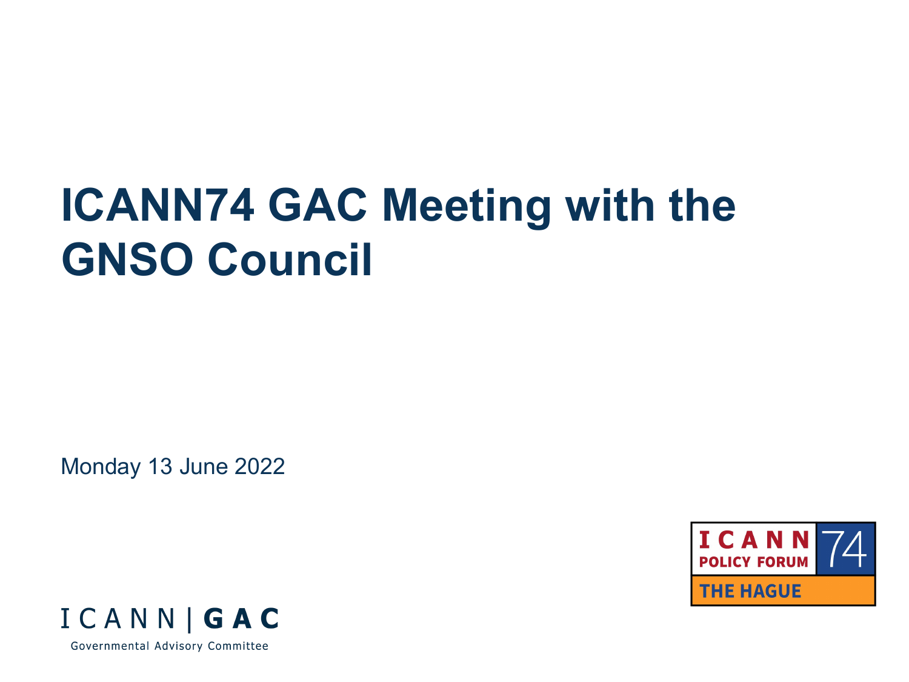# ICANN74 GAC Meeting with the GNSO Council

Monday 13 June 2022

ICANN POLICY FORUM 74 THE HAGUE

ICANN | GAC

Governmental Advisory Committee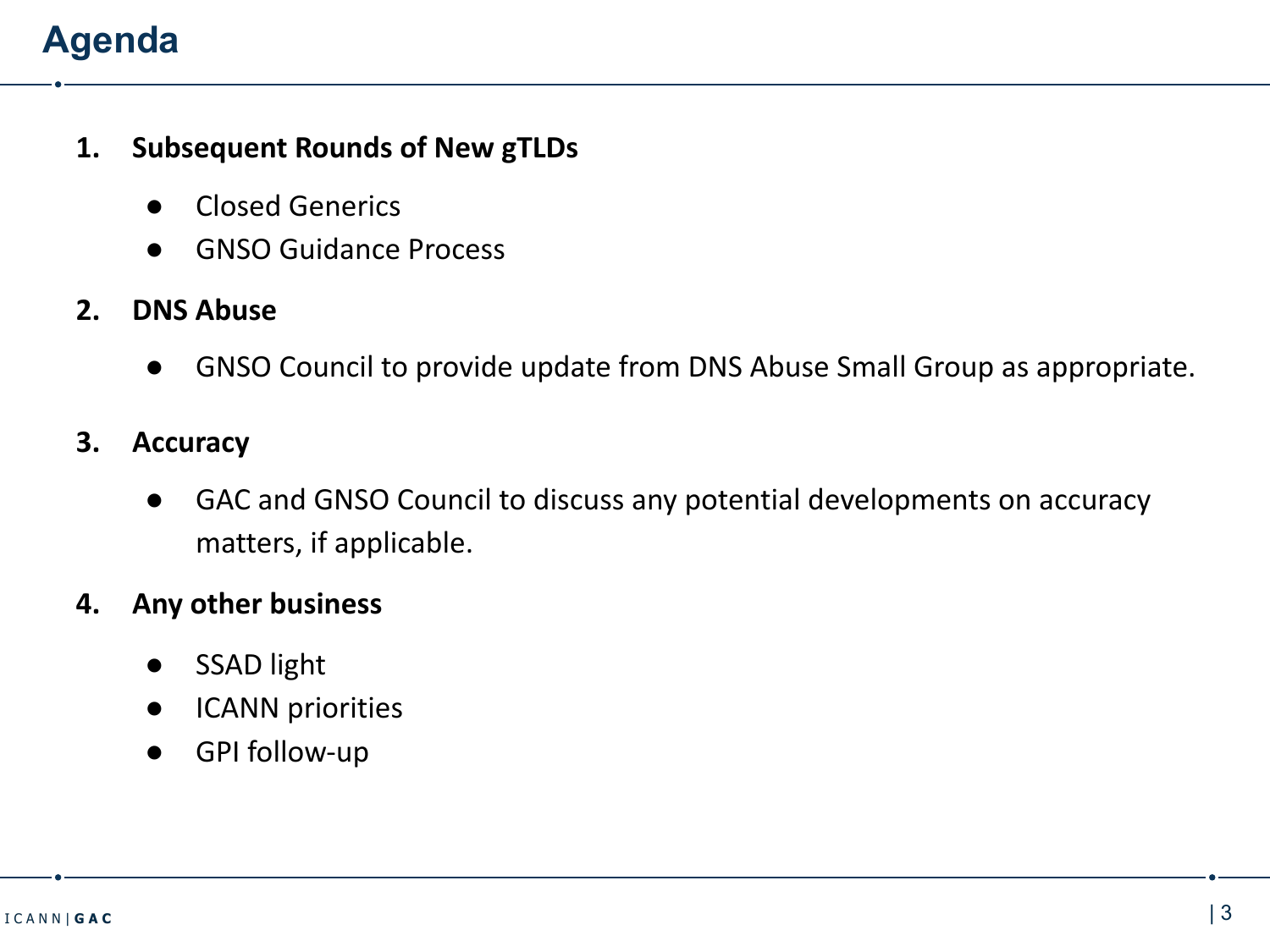# Agenda

1. **Subsequent Rounds of New gTLDs**
   - Closed Generics
   - GNSO Guidance Process

2. **DNS Abuse**
   - GNSO Council to provide update from DNS Abuse Small Group as appropriate.

3. **Accuracy**
   - GAC and GNSO Council to discuss any potential developments on accuracy matters, if applicable.

4. **Any other business**
   - SSAD light
   - ICANN priorities
   - GPI follow-up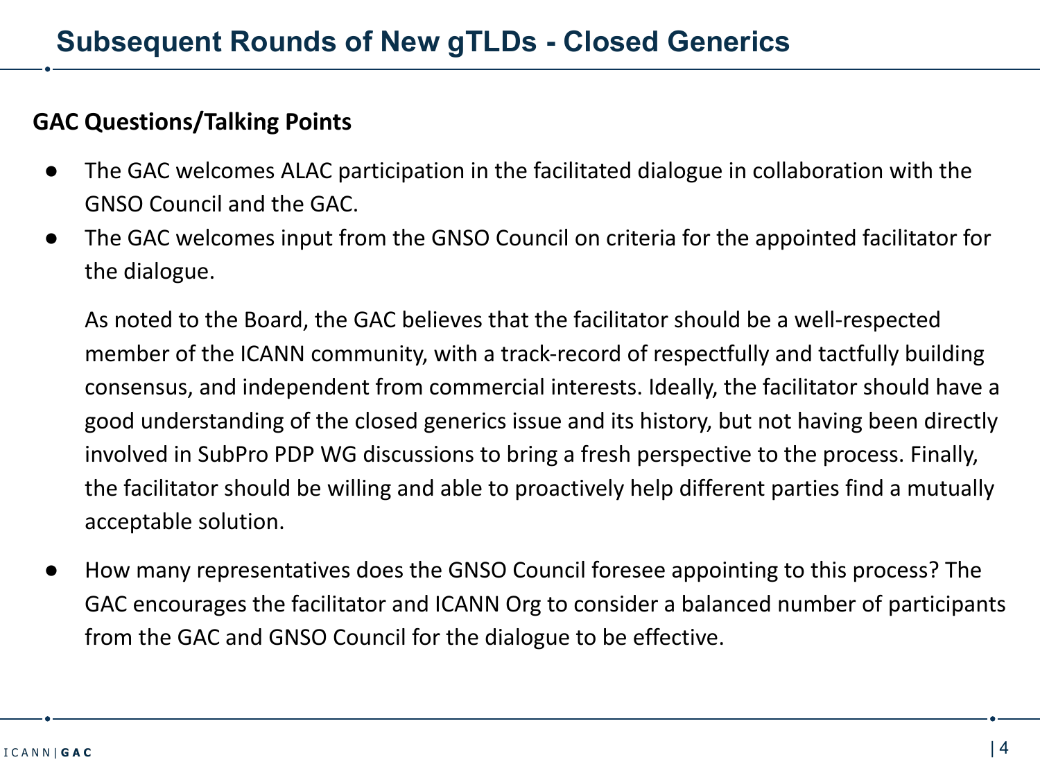# Subsequent Rounds of New gTLDs - Closed Generics

**GAC Questions/Talking Points**

- The GAC welcomes ALAC participation in the facilitated dialogue in collaboration with the GNSO Council and the GAC.
- The GAC welcomes input from the GNSO Council on criteria for the appointed facilitator for the dialogue.

  As noted to the Board, the GAC believes that the facilitator should be a well-respected member of the ICANN community, with a track-record of respectfully and tactfully building consensus, and independent from commercial interests. Ideally, the facilitator should have a good understanding of the closed generics issue and its history, but not having been directly involved in SubPro PDP WG discussions to bring a fresh perspective to the process. Finally, the facilitator should be willing and able to proactively help different parties find a mutually acceptable solution.

- How many representatives does the GNSO Council foresee appointing to this process? The GAC encourages the facilitator and ICANN Org to consider a balanced number of participants from the GAC and GNSO Council for the dialogue to be effective.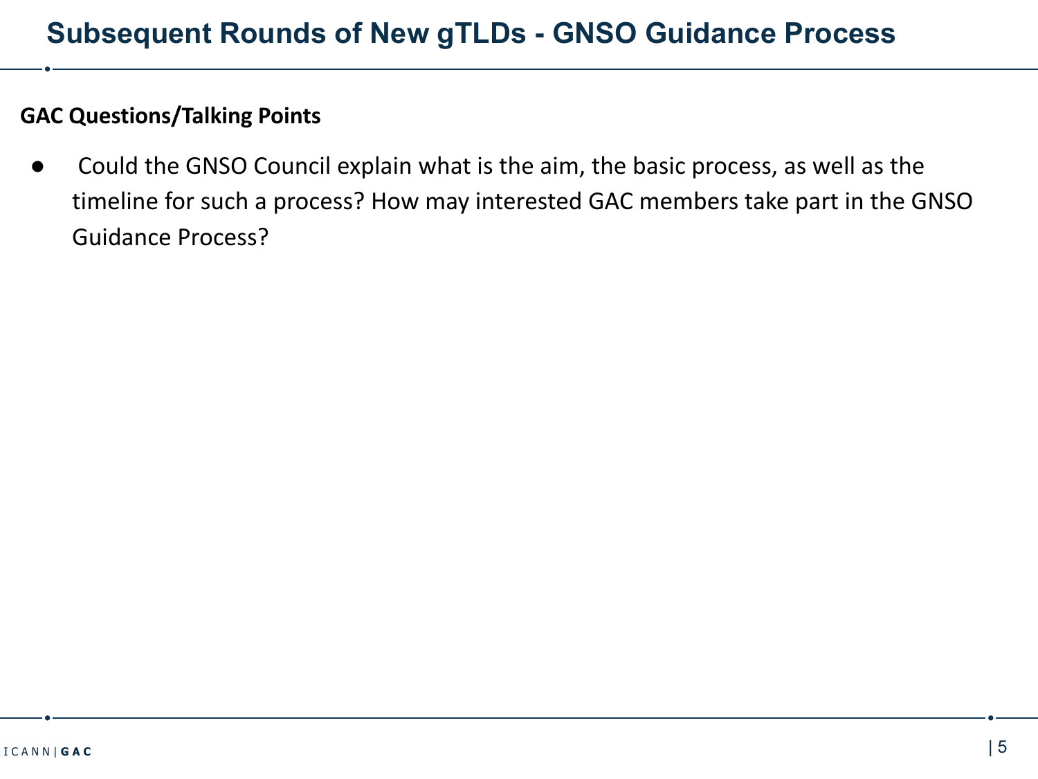# Subsequent Rounds of New gTLDs - GNSO Guidance Process

**GAC Questions/Talking Points**

- Could the GNSO Council explain what is the aim, the basic process, as well as the timeline for such a process? How may interested GAC members take part in the GNSO Guidance Process?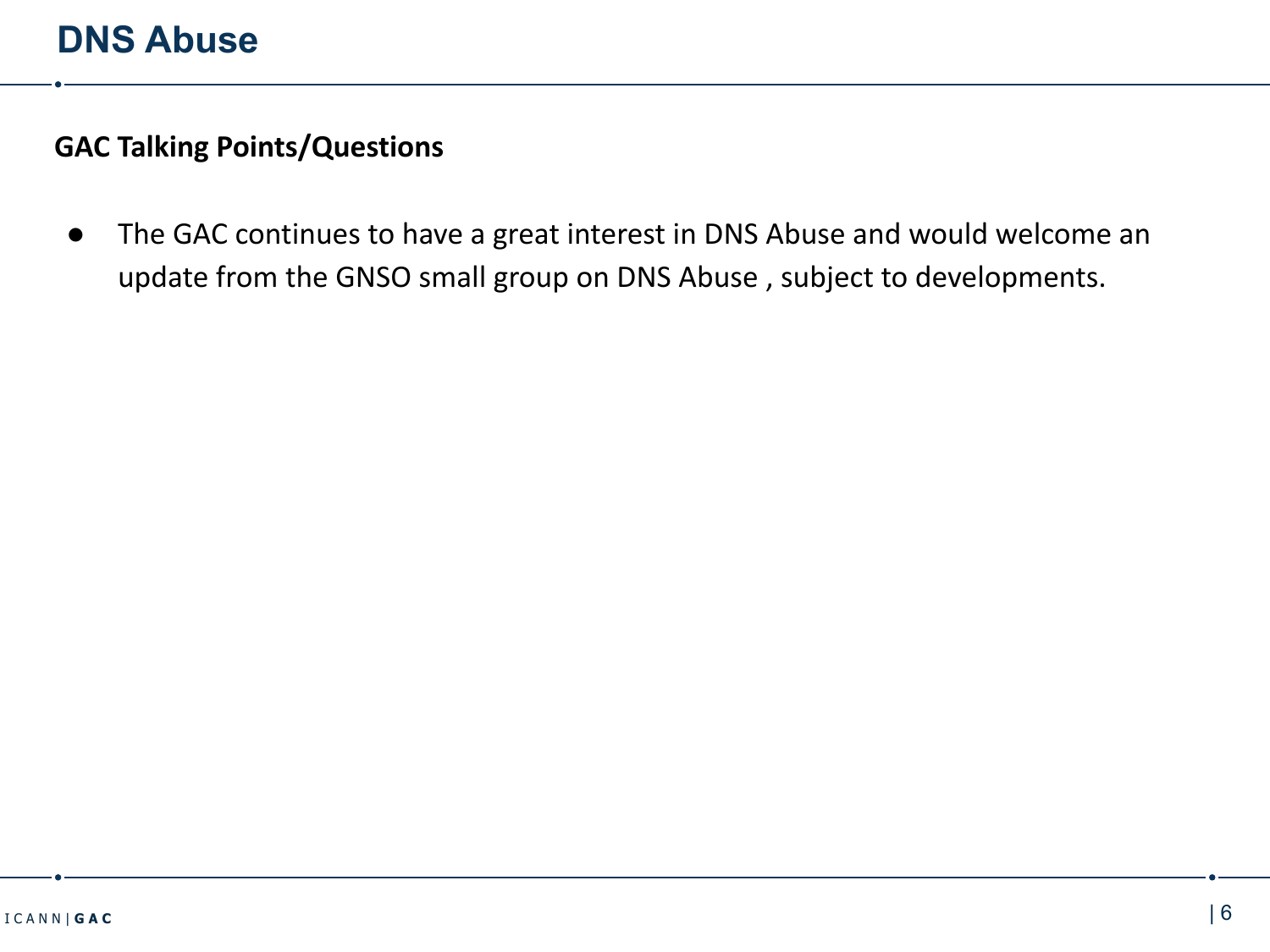# DNS Abuse

**GAC Talking Points/Questions**

- The GAC continues to have a great interest in DNS Abuse and would welcome an update from the GNSO small group on DNS Abuse , subject to developments.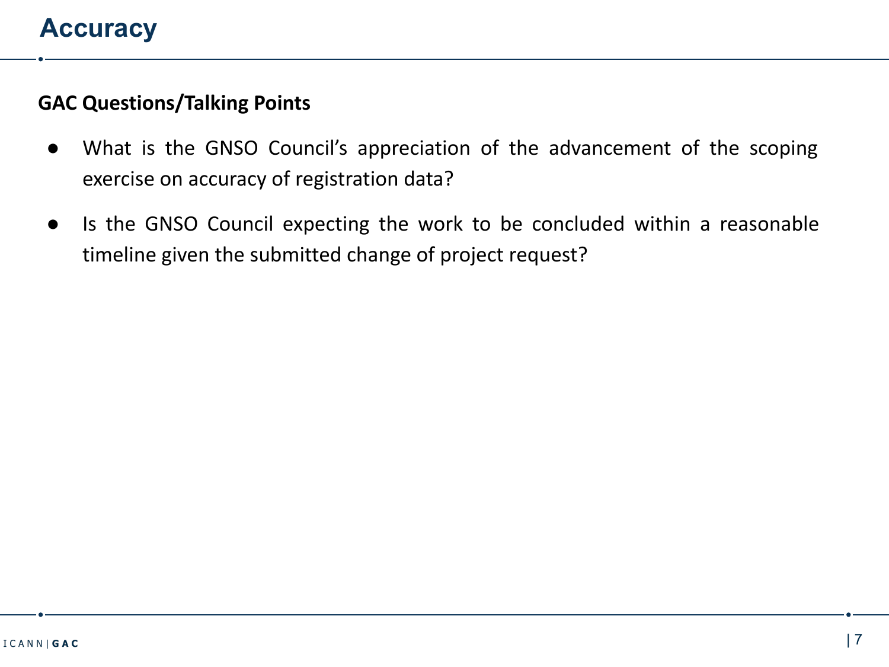# Accuracy

**GAC Questions/Talking Points**

- What is the GNSO Council's appreciation of the advancement of the scoping exercise on accuracy of registration data?
- Is the GNSO Council expecting the work to be concluded within a reasonable timeline given the submitted change of project request?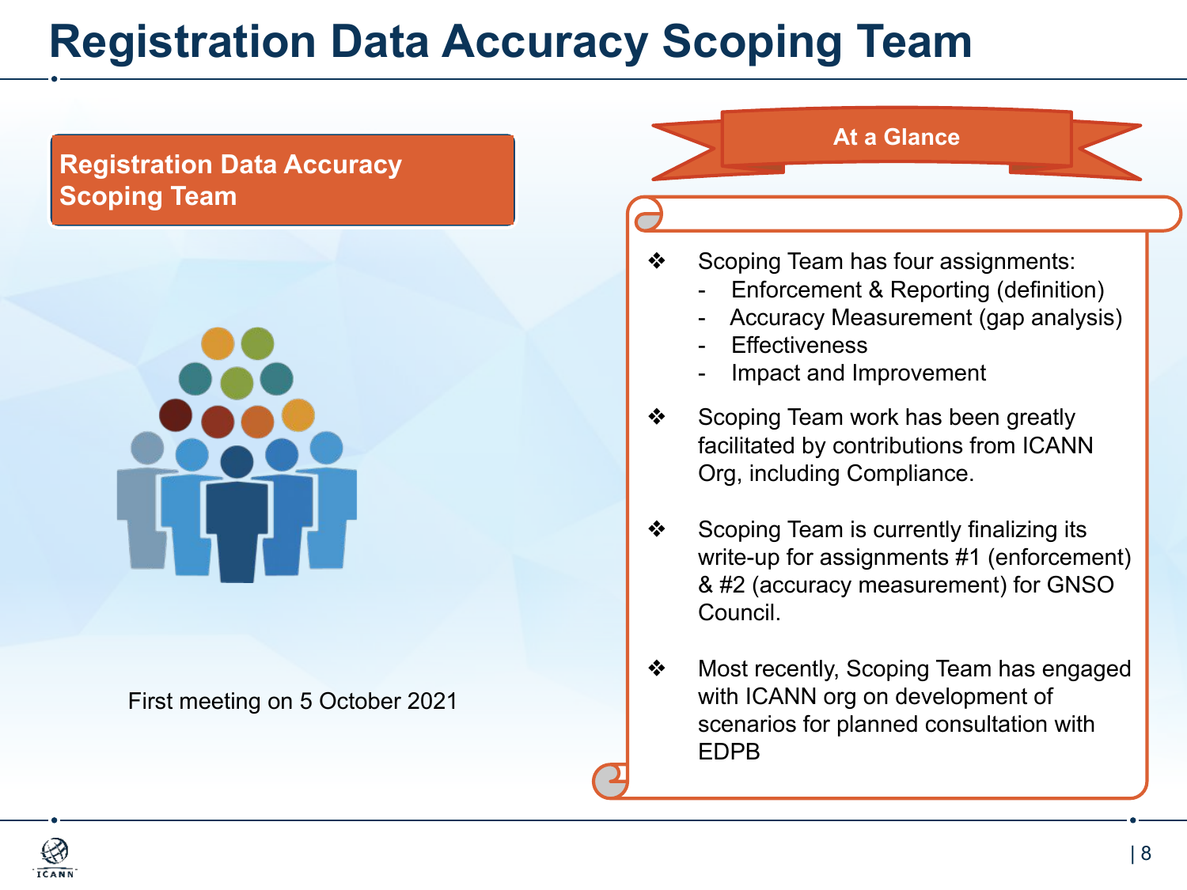# Registration Data Accuracy Scoping Team

## Registration Data Accuracy Scoping Team

First meeting on 5 October 2021

### At a Glance

- Scoping Team has four assignments:
  - Enforcement & Reporting (definition)
  - Accuracy Measurement (gap analysis)
  - Effectiveness
  - Impact and Improvement
- Scoping Team work has been greatly facilitated by contributions from ICANN Org, including Compliance.
- Scoping Team is currently finalizing its write-up for assignments #1 (enforcement) & #2 (accuracy measurement) for GNSO Council.
- Most recently, Scoping Team has engaged with ICANN org on development of scenarios for planned consultation with EDPB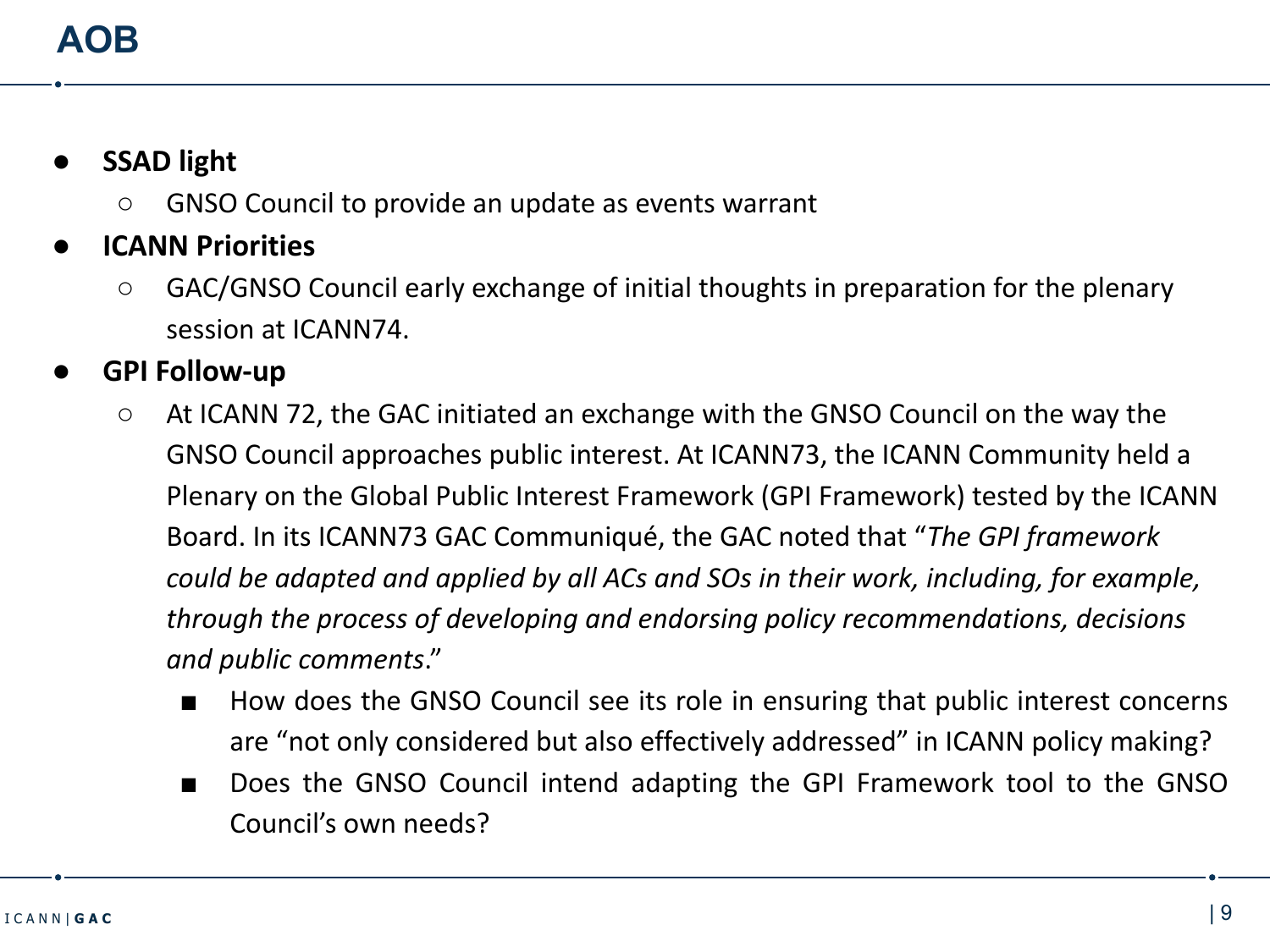# AOB

- **SSAD light**
  - GNSO Council to provide an update as events warrant
- **ICANN Priorities**
  - GAC/GNSO Council early exchange of initial thoughts in preparation for the plenary session at ICANN74.
- **GPI Follow-up**
  - At ICANN 72, the GAC initiated an exchange with the GNSO Council on the way the GNSO Council approaches public interest. At ICANN73, the ICANN Community held a Plenary on the Global Public Interest Framework (GPI Framework) tested by the ICANN Board. In its ICANN73 GAC Communiqué, the GAC noted that "*The GPI framework could be adapted and applied by all ACs and SOs in their work, including, for example, through the process of developing and endorsing policy recommendations, decisions and public comments*."
    - How does the GNSO Council see its role in ensuring that public interest concerns are "not only considered but also effectively addressed" in ICANN policy making?
    - Does the GNSO Council intend adapting the GPI Framework tool to the GNSO Council's own needs?